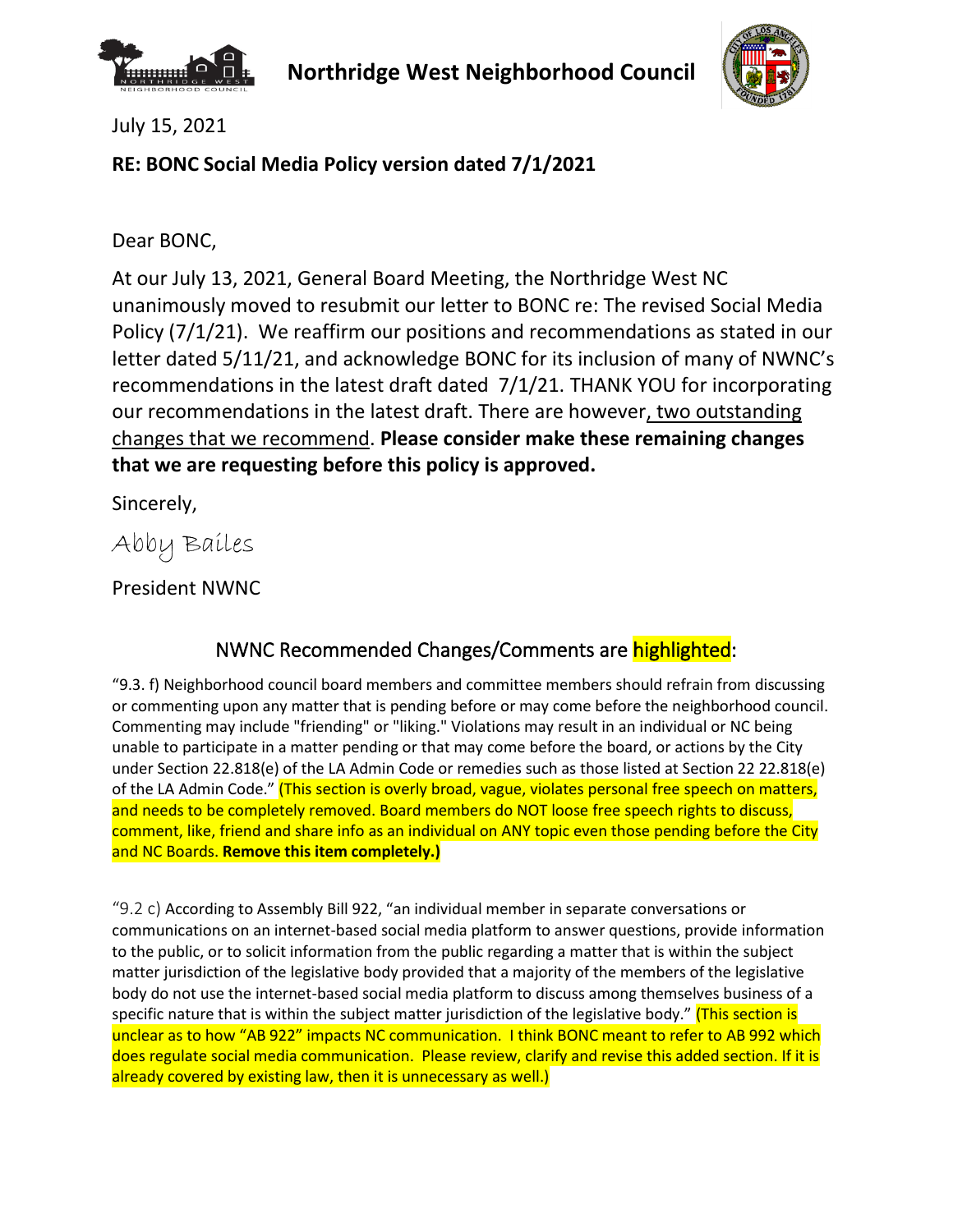# Northridge West Neighborhood Council

July 15, 2021

**RE: BONC Social Media Policy version dated 7/1/2021**

Dear BONC,

At our July 13, 2021, General Board Meeting, the Northridge West NC unanimously moved to resubmit our letter to BONC re: The revised Social Media Policy (7/1/21). We reaffirm our positions and recommendations as stated in our letter dated 5/11/21, and acknowledge BONC for its inclusion of many of NWNC's recommendations in the latest draft dated 7/1/21. THANK YOU for incorporating our recommendations in the latest draft. There are however, two outstanding changes that we recommend. **Please consider make these remaining changes that we are requesting before this policy is approved.**

Sincerely,

Abby Bailes

President NWNC

## NWNC Recommended Changes/Comments are highlighted:

"9.3. f) Neighborhood council board members and committee members should refrain from discussing or commenting upon any matter that is pending before or may come before the neighborhood council. Commenting may include "friending" or "liking." Violations may result in an individual or NC being unable to participate in a matter pending or that may come before the board, or actions by the City under Section 22.818(e) of the LA Admin Code or remedies such as those listed at Section 22 22.818(e) of the LA Admin Code." (This section is overly broad, vague, violates personal free speech on matters, and needs to be completely removed. Board members do NOT loose free speech rights to discuss, comment, like, friend and share info as an individual on ANY topic even those pending before the City and NC Boards. **Remove this item completely.)**

"9.2 c) According to Assembly Bill 922, "an individual member in separate conversations or communications on an internet-based social media platform to answer questions, provide information to the public, or to solicit information from the public regarding a matter that is within the subject matter jurisdiction of the legislative body provided that a majority of the members of the legislative body do not use the internet-based social media platform to discuss among themselves business of a specific nature that is within the subject matter jurisdiction of the legislative body." (This section is unclear as to how "AB 922" impacts NC communication. I think BONC meant to refer to AB 992 which does regulate social media communication. Please review, clarify and revise this added section. If it is already covered by existing law, then it is unnecessary as well.)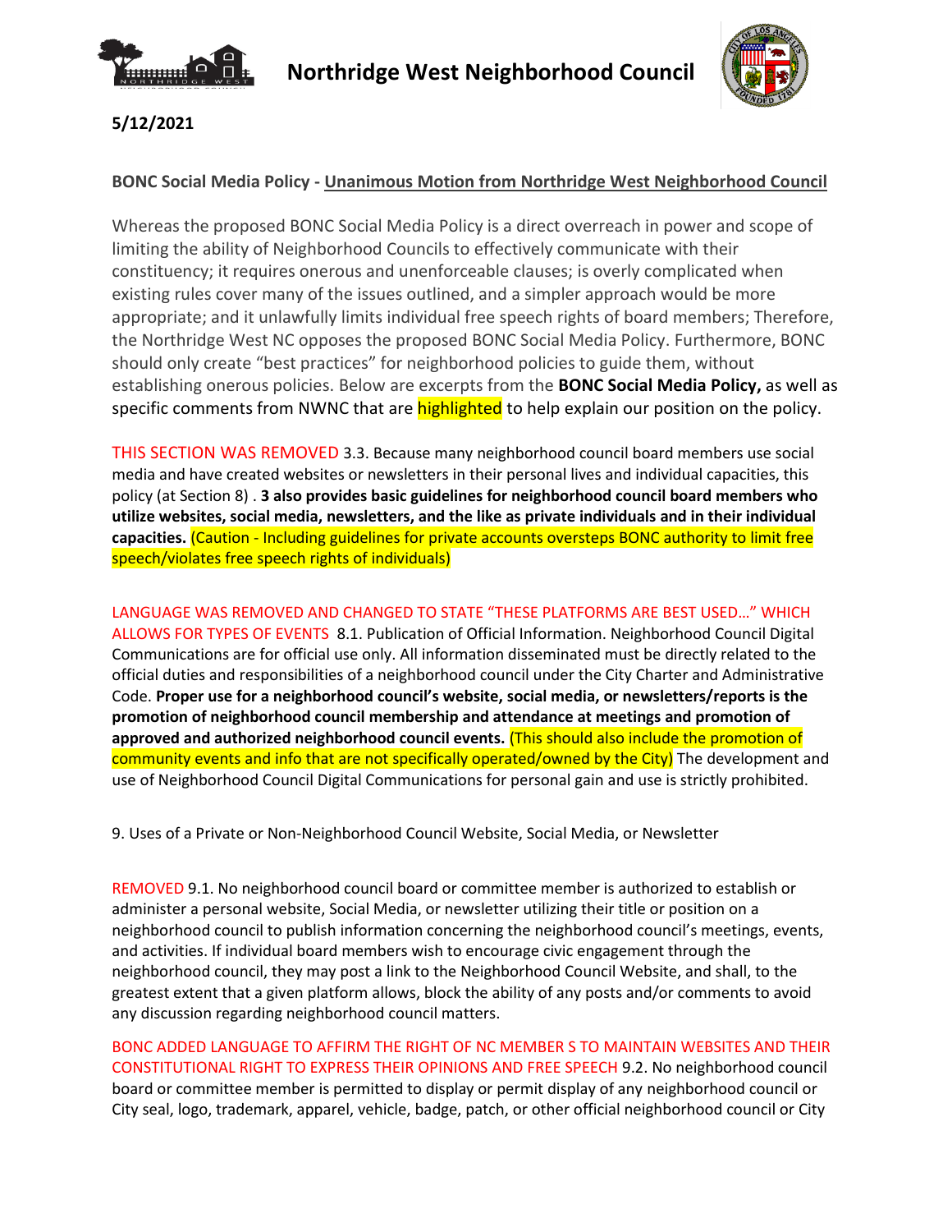# Northridge West Neighborhood Council

**5/12/2021**

**BONC Social Media Policy - Unanimous Motion from Northridge West Neighborhood Council**

Whereas the proposed BONC Social Media Policy is a direct overreach in power and scope of limiting the ability of Neighborhood Councils to effectively communicate with their constituency; it requires onerous and unenforceable clauses; is overly complicated when existing rules cover many of the issues outlined, and a simpler approach would be more appropriate; and it unlawfully limits individual free speech rights of board members; Therefore, the Northridge West NC opposes the proposed BONC Social Media Policy. Furthermore, BONC should only create "best practices" for neighborhood policies to guide them, without establishing onerous policies. Below are excerpts from the **BONC Social Media Policy,** as well as specific comments from NWNC that are highlighted to help explain our position on the policy.

THIS SECTION WAS REMOVED 3.3. Because many neighborhood council board members use social media and have created websites or newsletters in their personal lives and individual capacities, this policy (at Section 8) . **3 also provides basic guidelines for neighborhood council board members who utilize websites, social media, newsletters, and the like as private individuals and in their individual capacities.** (Caution - Including guidelines for private accounts oversteps BONC authority to limit free speech/violates free speech rights of individuals)

LANGUAGE WAS REMOVED AND CHANGED TO STATE "THESE PLATFORMS ARE BEST USED…" WHICH ALLOWS FOR TYPES OF EVENTS 8.1. Publication of Official Information. Neighborhood Council Digital Communications are for official use only. All information disseminated must be directly related to the official duties and responsibilities of a neighborhood council under the City Charter and Administrative Code. **Proper use for a neighborhood council's website, social media, or newsletters/reports is the promotion of neighborhood council membership and attendance at meetings and promotion of approved and authorized neighborhood council events.** (This should also include the promotion of community events and info that are not specifically operated/owned by the City) The development and use of Neighborhood Council Digital Communications for personal gain and use is strictly prohibited.

9. Uses of a Private or Non-Neighborhood Council Website, Social Media, or Newsletter

REMOVED 9.1. No neighborhood council board or committee member is authorized to establish or administer a personal website, Social Media, or newsletter utilizing their title or position on a neighborhood council to publish information concerning the neighborhood council's meetings, events, and activities. If individual board members wish to encourage civic engagement through the neighborhood council, they may post a link to the Neighborhood Council Website, and shall, to the greatest extent that a given platform allows, block the ability of any posts and/or comments to avoid any discussion regarding neighborhood council matters.

BONC ADDED LANGUAGE TO AFFIRM THE RIGHT OF NC MEMBER S TO MAINTAIN WEBSITES AND THEIR CONSTITUTIONAL RIGHT TO EXPRESS THEIR OPINIONS AND FREE SPEECH 9.2. No neighborhood council board or committee member is permitted to display or permit display of any neighborhood council or City seal, logo, trademark, apparel, vehicle, badge, patch, or other official neighborhood council or City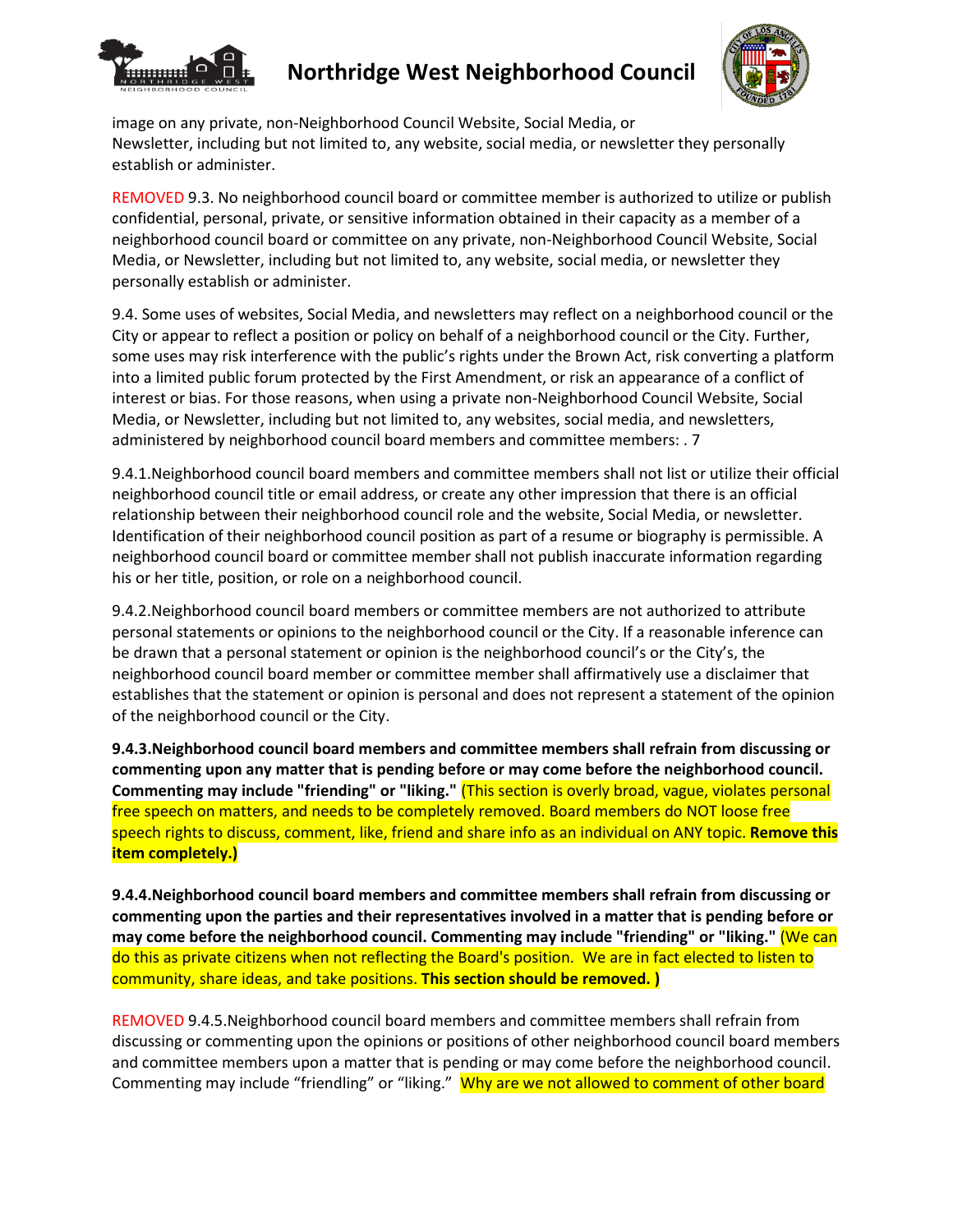image on any private, non-Neighborhood Council Website, Social Media, or Newsletter, including but not limited to, any website, social media, or newsletter they personally establish or administer.

REMOVED 9.3. No neighborhood council board or committee member is authorized to utilize or publish confidential, personal, private, or sensitive information obtained in their capacity as a member of a neighborhood council board or committee on any private, non-Neighborhood Council Website, Social Media, or Newsletter, including but not limited to, any website, social media, or newsletter they personally establish or administer.

9.4. Some uses of websites, Social Media, and newsletters may reflect on a neighborhood council or the City or appear to reflect a position or policy on behalf of a neighborhood council or the City. Further, some uses may risk interference with the public's rights under the Brown Act, risk converting a platform into a limited public forum protected by the First Amendment, or risk an appearance of a conflict of interest or bias. For those reasons, when using a private non-Neighborhood Council Website, Social Media, or Newsletter, including but not limited to, any websites, social media, and newsletters, administered by neighborhood council board members and committee members: . 7

9.4.1.Neighborhood council board members and committee members shall not list or utilize their official neighborhood council title or email address, or create any other impression that there is an official relationship between their neighborhood council role and the website, Social Media, or newsletter. Identification of their neighborhood council position as part of a resume or biography is permissible. A neighborhood council board or committee member shall not publish inaccurate information regarding his or her title, position, or role on a neighborhood council.

9.4.2.Neighborhood council board members or committee members are not authorized to attribute personal statements or opinions to the neighborhood council or the City. If a reasonable inference can be drawn that a personal statement or opinion is the neighborhood council's or the City's, the neighborhood council board member or committee member shall affirmatively use a disclaimer that establishes that the statement or opinion is personal and does not represent a statement of the opinion of the neighborhood council or the City.

**9.4.3.Neighborhood council board members and committee members shall refrain from discussing or commenting upon any matter that is pending before or may come before the neighborhood council. Commenting may include "friending" or "liking."** (This section is overly broad, vague, violates personal free speech on matters, and needs to be completely removed. Board members do NOT loose free speech rights to discuss, comment, like, friend and share info as an individual on ANY topic. **Remove this item completely.)**

**9.4.4.Neighborhood council board members and committee members shall refrain from discussing or commenting upon the parties and their representatives involved in a matter that is pending before or may come before the neighborhood council. Commenting may include "friending" or "liking."** (We can do this as private citizens when not reflecting the Board's position. We are in fact elected to listen to community, share ideas, and take positions. **This section should be removed. )**

REMOVED 9.4.5.Neighborhood council board members and committee members shall refrain from discussing or commenting upon the opinions or positions of other neighborhood council board members and committee members upon a matter that is pending or may come before the neighborhood council. Commenting may include "friendling" or "liking." Why are we not allowed to comment of other board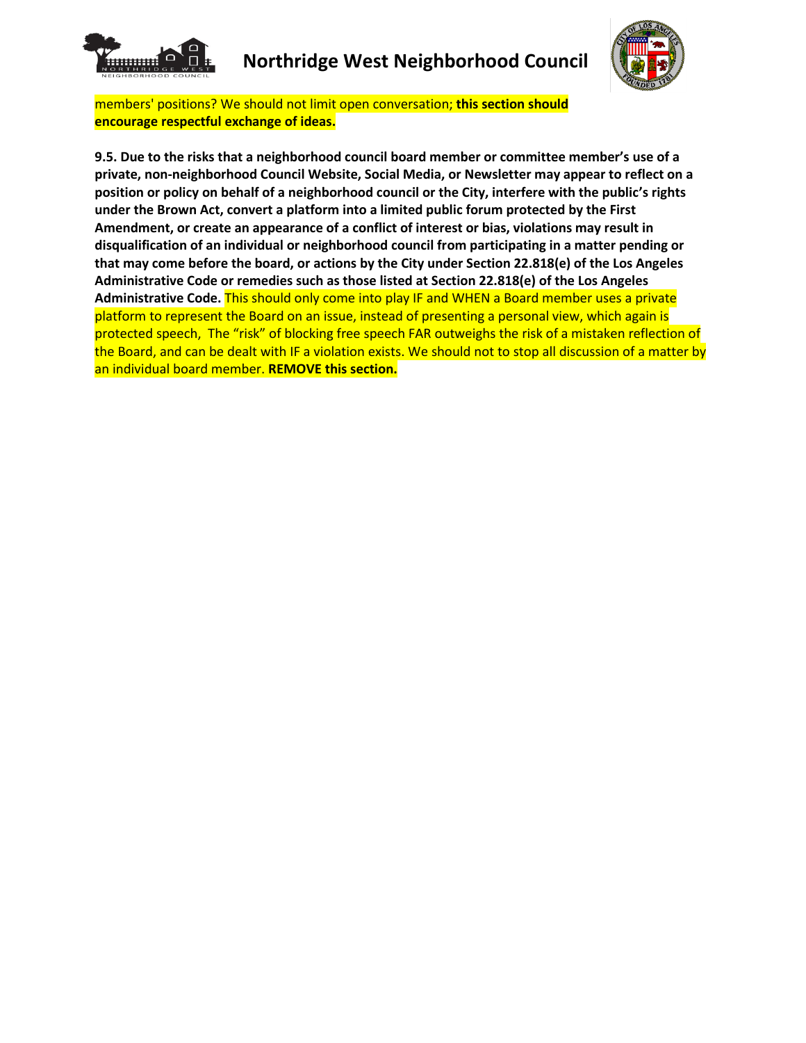members' positions? We should not limit open conversation; **this section should encourage respectful exchange of ideas.**

**9.5. Due to the risks that a neighborhood council board member or committee member's use of a private, non-neighborhood Council Website, Social Media, or Newsletter may appear to reflect on a position or policy on behalf of a neighborhood council or the City, interfere with the public's rights under the Brown Act, convert a platform into a limited public forum protected by the First Amendment, or create an appearance of a conflict of interest or bias, violations may result in disqualification of an individual or neighborhood council from participating in a matter pending or that may come before the board, or actions by the City under Section 22.818(e) of the Los Angeles Administrative Code or remedies such as those listed at Section 22.818(e) of the Los Angeles Administrative Code.** This should only come into play IF and WHEN a Board member uses a private platform to represent the Board on an issue, instead of presenting a personal view, which again is protected speech, The "risk" of blocking free speech FAR outweighs the risk of a mistaken reflection of the Board, and can be dealt with IF a violation exists. We should not to stop all discussion of a matter by an individual board member. **REMOVE this section.**